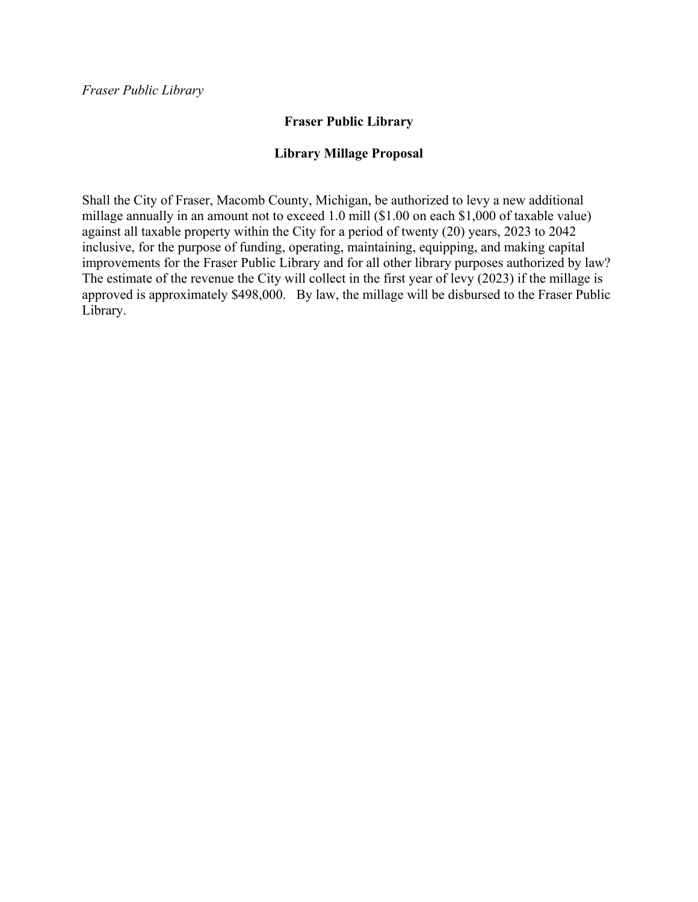*Fraser Public Library*

**Fraser Public Library**

**Library Millage Proposal**

Shall the City of Fraser, Macomb County, Michigan, be authorized to levy a new additional millage annually in an amount not to exceed 1.0 mill ($1.00 on each $1,000 of taxable value) against all taxable property within the City for a period of twenty (20) years, 2023 to 2042 inclusive, for the purpose of funding, operating, maintaining, equipping, and making capital improvements for the Fraser Public Library and for all other library purposes authorized by law? The estimate of the revenue the City will collect in the first year of levy (2023) if the millage is approved is approximately $498,000. By law, the millage will be disbursed to the Fraser Public Library.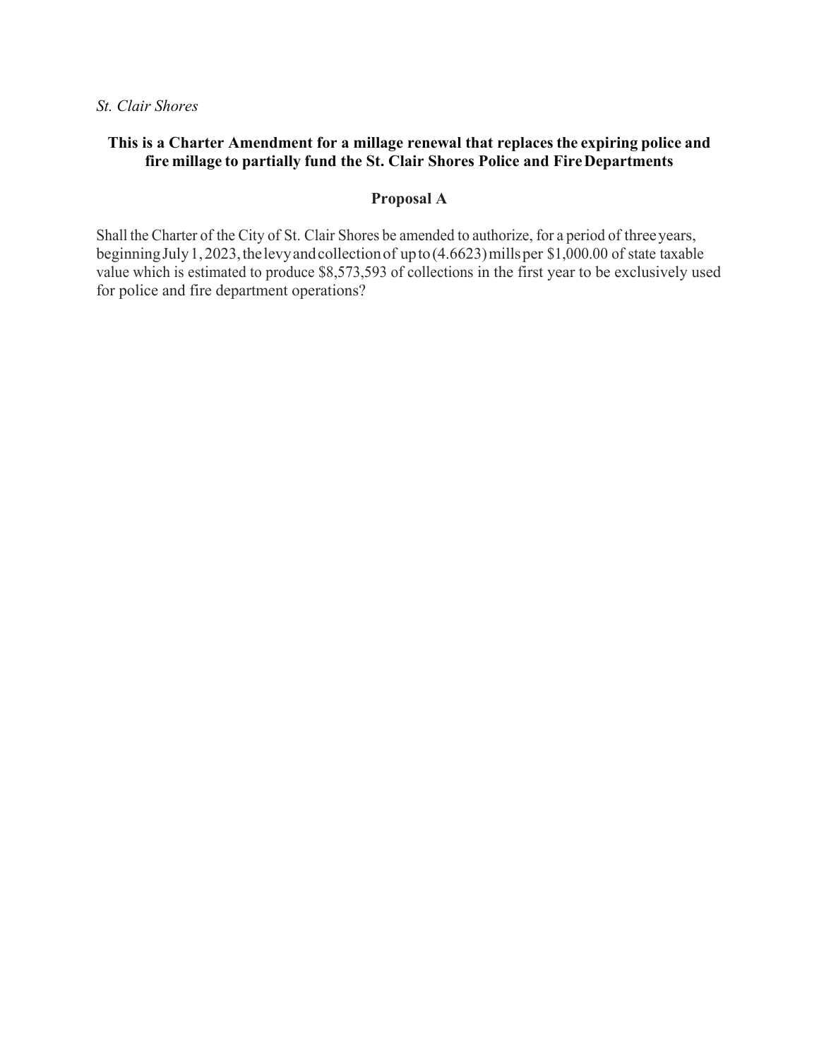*St. Clair Shores*

## This is a Charter Amendment for a millage renewal that replaces the expiring police and fire millage to partially fund the St. Clair Shores Police and Fire Departments

### Proposal A

Shall the Charter of the City of St. Clair Shores be amended to authorize, for a period of three years, beginning July 1, 2023, the levy and collection of up to (4.6623) mills per $1,000.00 of state taxable value which is estimated to produce $8,573,593 of collections in the first year to be exclusively used for police and fire department operations?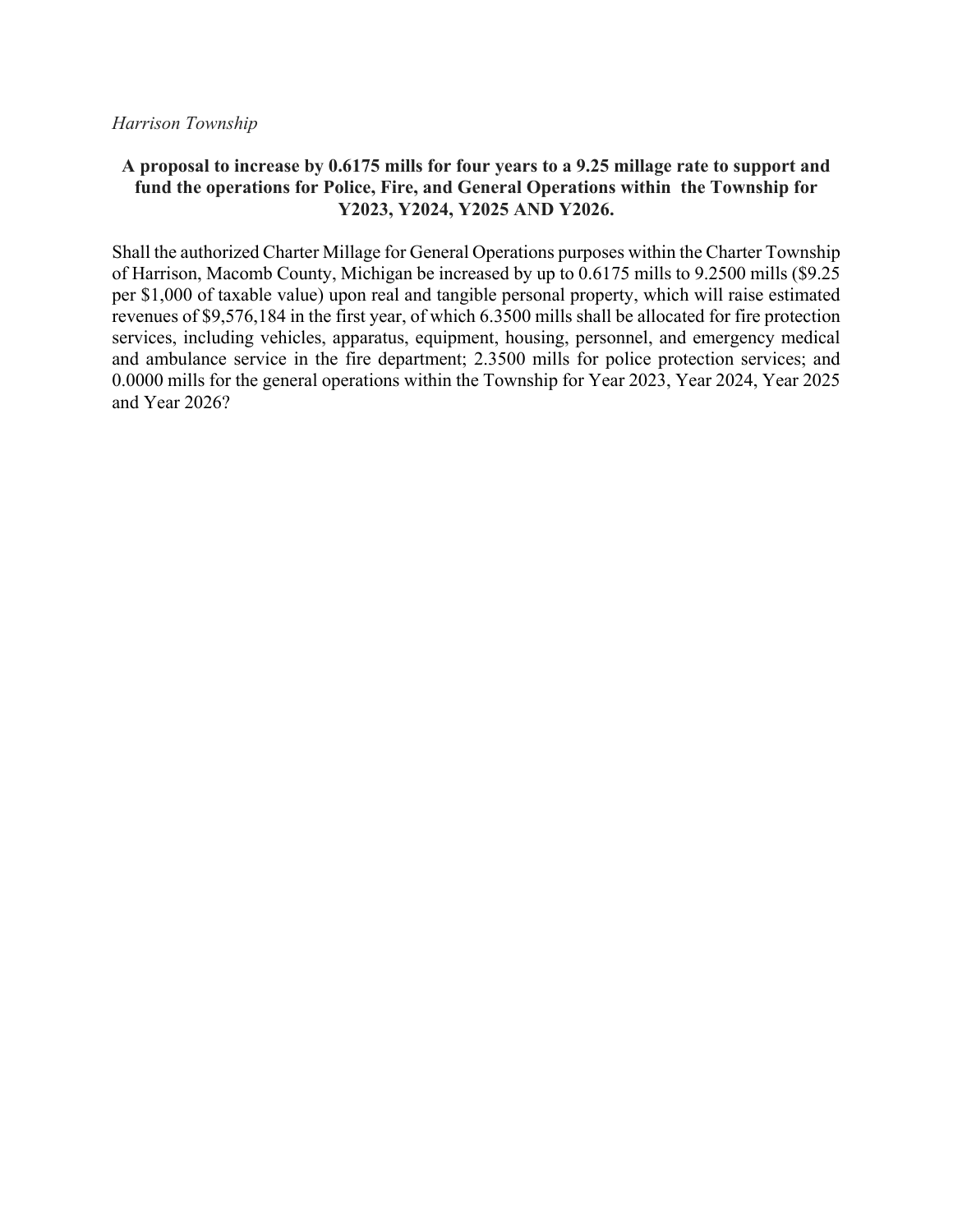*Harrison Township*

**A proposal to increase by 0.6175 mills for four years to a 9.25 millage rate to support and fund the operations for Police, Fire, and General Operations within the Township for Y2023, Y2024, Y2025 AND Y2026.**

Shall the authorized Charter Millage for General Operations purposes within the Charter Township of Harrison, Macomb County, Michigan be increased by up to 0.6175 mills to 9.2500 mills ($9.25 per $1,000 of taxable value) upon real and tangible personal property, which will raise estimated revenues of $9,576,184 in the first year, of which 6.3500 mills shall be allocated for fire protection services, including vehicles, apparatus, equipment, housing, personnel, and emergency medical and ambulance service in the fire department; 2.3500 mills for police protection services; and 0.0000 mills for the general operations within the Township for Year 2023, Year 2024, Year 2025 and Year 2026?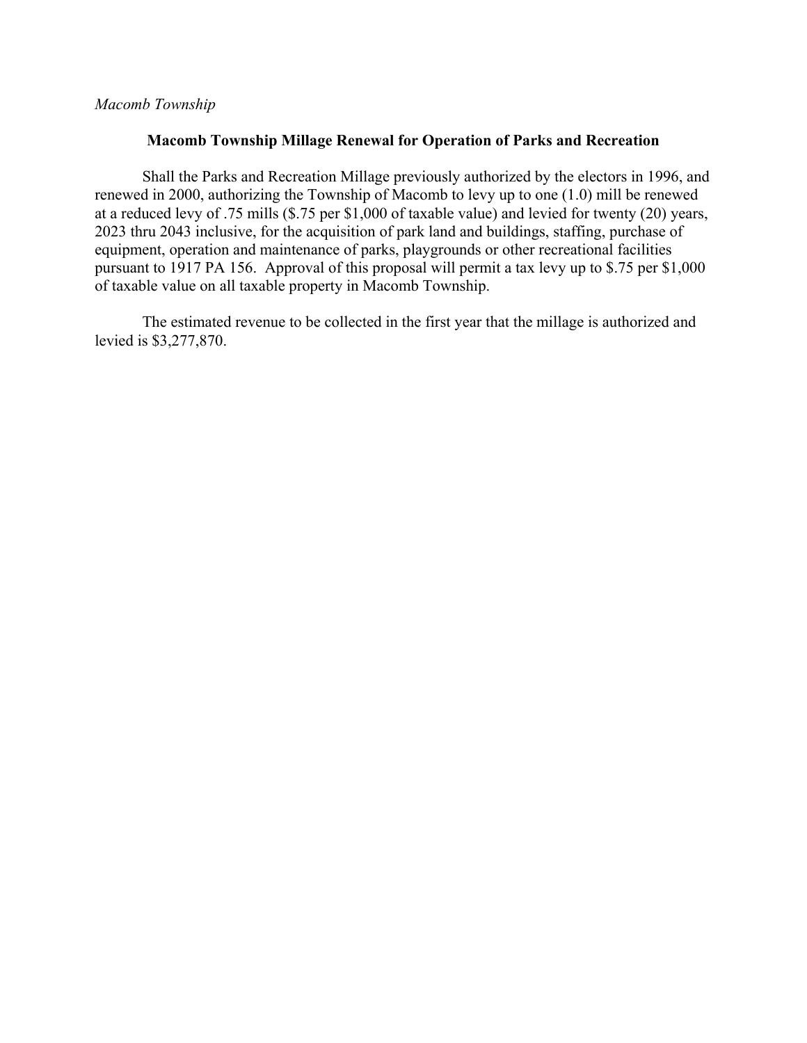*Macomb Township*

## Macomb Township Millage Renewal for Operation of Parks and Recreation

Shall the Parks and Recreation Millage previously authorized by the electors in 1996, and renewed in 2000, authorizing the Township of Macomb to levy up to one (1.0) mill be renewed at a reduced levy of .75 mills ($.75 per $1,000 of taxable value) and levied for twenty (20) years, 2023 thru 2043 inclusive, for the acquisition of park land and buildings, staffing, purchase of equipment, operation and maintenance of parks, playgrounds or other recreational facilities pursuant to 1917 PA 156. Approval of this proposal will permit a tax levy up to $.75 per $1,000 of taxable value on all taxable property in Macomb Township.

The estimated revenue to be collected in the first year that the millage is authorized and levied is $3,277,870.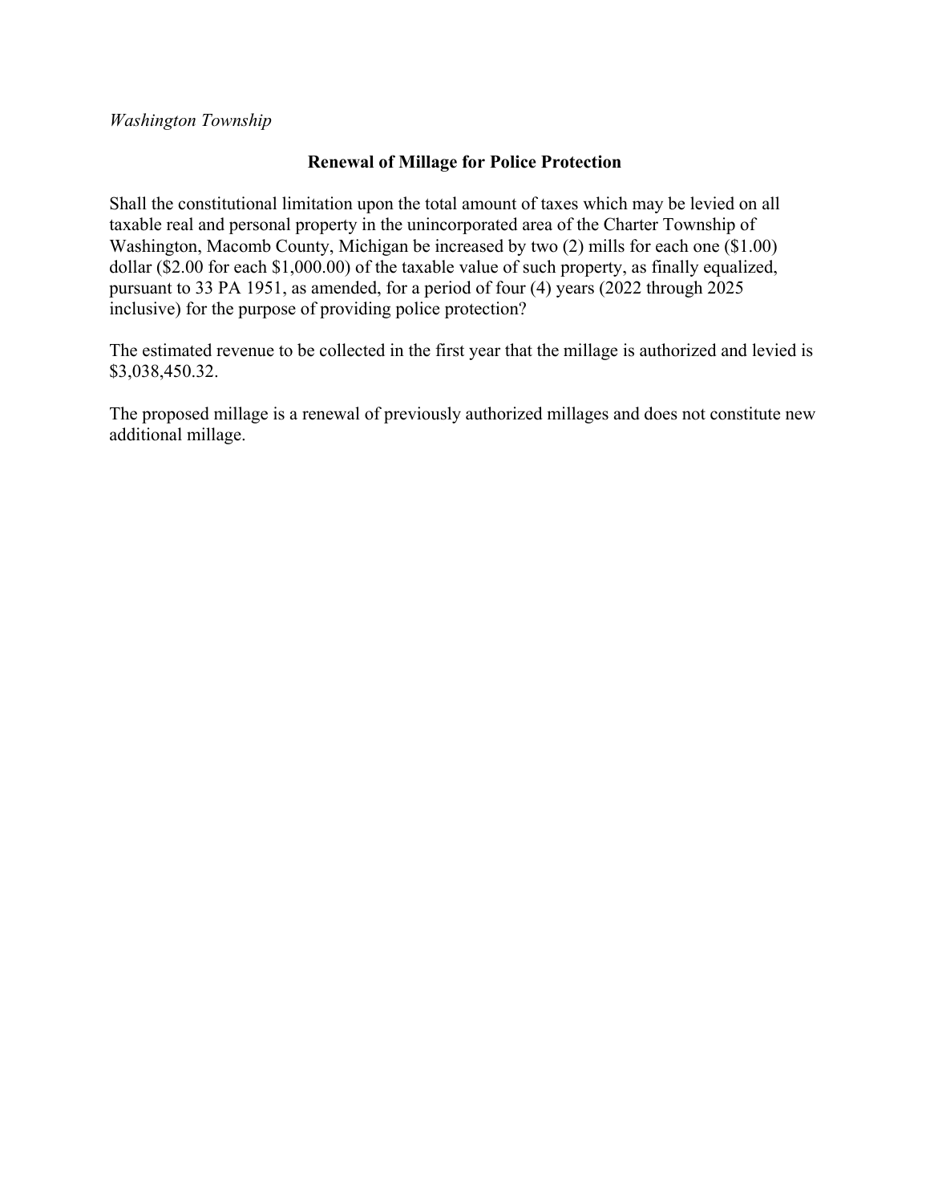*Washington Township*

**Renewal of Millage for Police Protection**

Shall the constitutional limitation upon the total amount of taxes which may be levied on all taxable real and personal property in the unincorporated area of the Charter Township of Washington, Macomb County, Michigan be increased by two (2) mills for each one ($1.00) dollar ($2.00 for each $1,000.00) of the taxable value of such property, as finally equalized, pursuant to 33 PA 1951, as amended, for a period of four (4) years (2022 through 2025 inclusive) for the purpose of providing police protection?

The estimated revenue to be collected in the first year that the millage is authorized and levied is $3,038,450.32.

The proposed millage is a renewal of previously authorized millages and does not constitute new additional millage.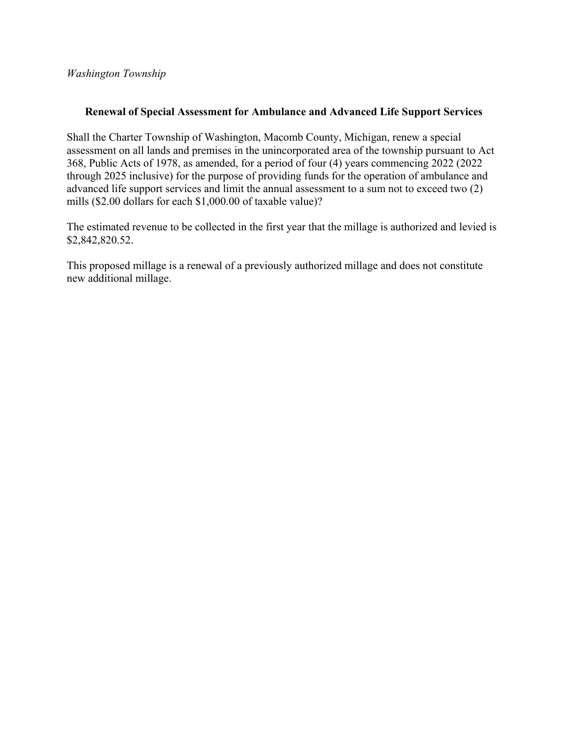*Washington Township*

**Renewal of Special Assessment for Ambulance and Advanced Life Support Services**

Shall the Charter Township of Washington, Macomb County, Michigan, renew a special assessment on all lands and premises in the unincorporated area of the township pursuant to Act 368, Public Acts of 1978, as amended, for a period of four (4) years commencing 2022 (2022 through 2025 inclusive) for the purpose of providing funds for the operation of ambulance and advanced life support services and limit the annual assessment to a sum not to exceed two (2) mills ($2.00 dollars for each $1,000.00 of taxable value)?

The estimated revenue to be collected in the first year that the millage is authorized and levied is $2,842,820.52.

This proposed millage is a renewal of a previously authorized millage and does not constitute new additional millage.